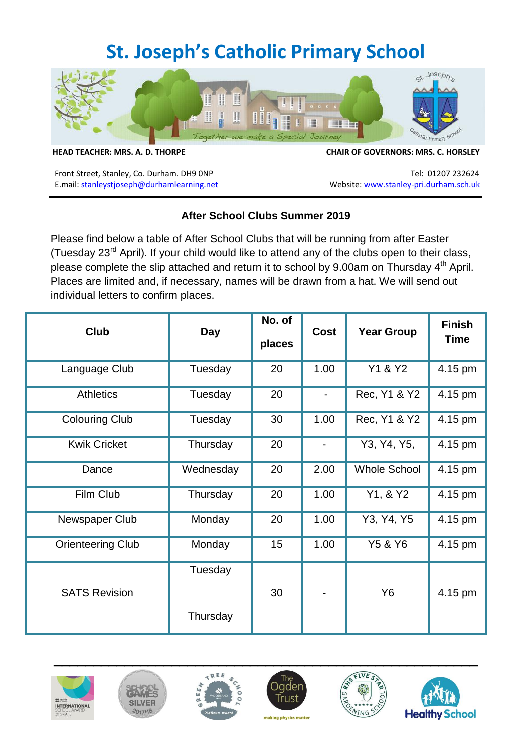# St. Joseph's Catholic Primary School

**HEAD TEACHER: MRS. A. D. THORPE**

**CHAIR OF GOVERNORS: MRS. C. HORSLEY**

Front Street, Stanley, Co. Durham. DH9 0NP
E.mail: stanleystjoseph@durhamlearning.net

Tel: 01207 232624
Website: www.stanley-pri.durham.sch.uk

### After School Clubs Summer 2019

Please find below a table of After School Clubs that will be running from after Easter (Tuesday 23rd April). If your child would like to attend any of the clubs open to their class, please complete the slip attached and return it to school by 9.00am on Thursday 4th April. Places are limited and, if necessary, names will be drawn from a hat. We will send out individual letters to confirm places.

| Club | Day | No. of places | Cost | Year Group | Finish Time |
|---|---|---|---|---|---|
| Language Club | Tuesday | 20 | 1.00 | Y1 & Y2 | 4.15 pm |
| Athletics | Tuesday | 20 | - | Rec, Y1 & Y2 | 4.15 pm |
| Colouring Club | Tuesday | 30 | 1.00 | Rec, Y1 & Y2 | 4.15 pm |
| Kwik Cricket | Thursday | 20 | - | Y3, Y4, Y5, | 4.15 pm |
| Dance | Wednesday | 20 | 2.00 | Whole School | 4.15 pm |
| Film Club | Thursday | 20 | 1.00 | Y1, & Y2 | 4.15 pm |
| Newspaper Club | Monday | 20 | 1.00 | Y3, Y4, Y5 | 4.15 pm |
| Orienteering Club | Monday | 15 | 1.00 | Y5 & Y6 | 4.15 pm |
| SATS Revision | Tuesday<br>Thursday | 30 | - | Y6 | 4.15 pm |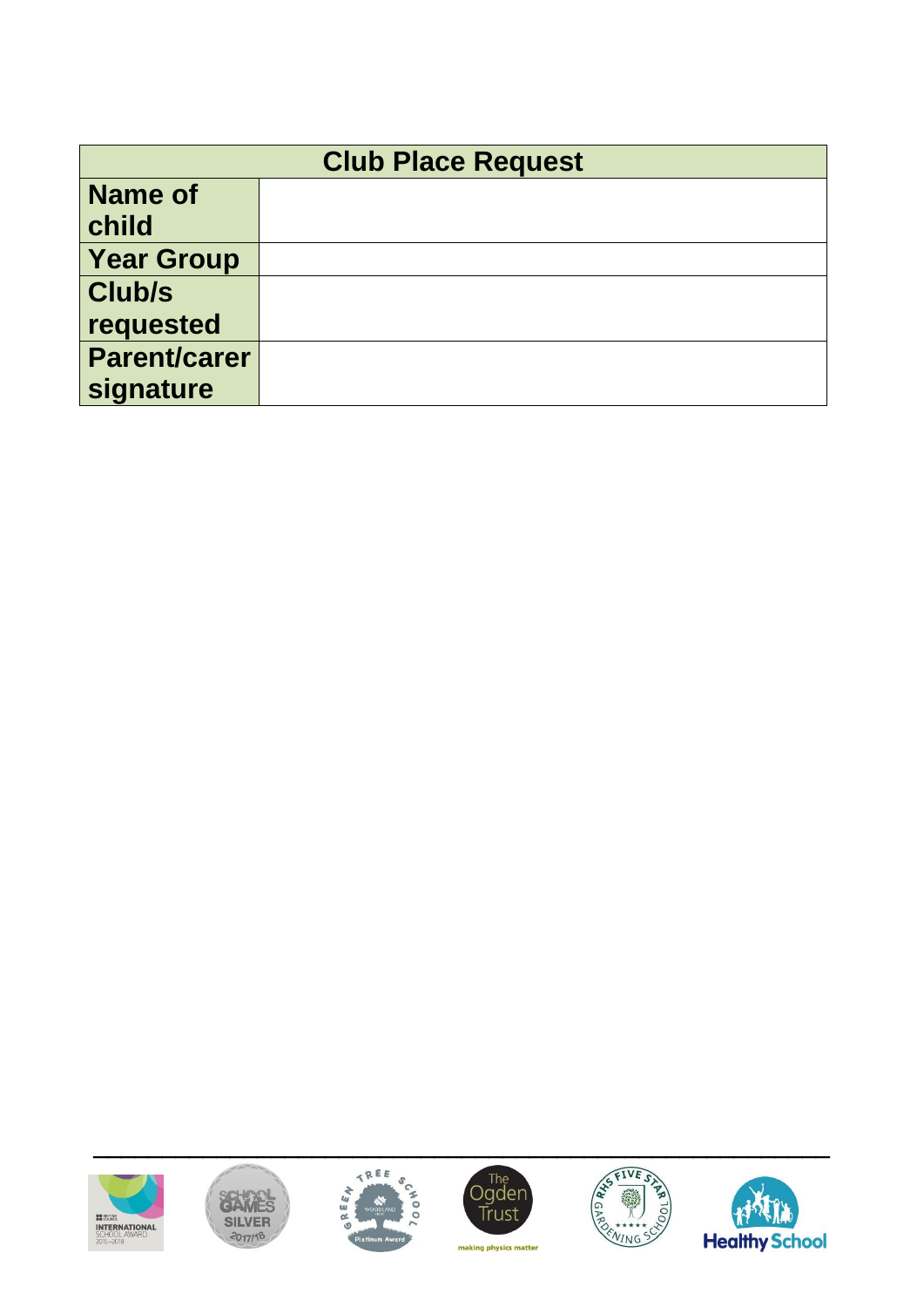| Club Place Request | |
|---|---|
| **Name of child** | |
| **Year Group** | |
| **Club/s requested** | |
| **Parent/carer signature** | |